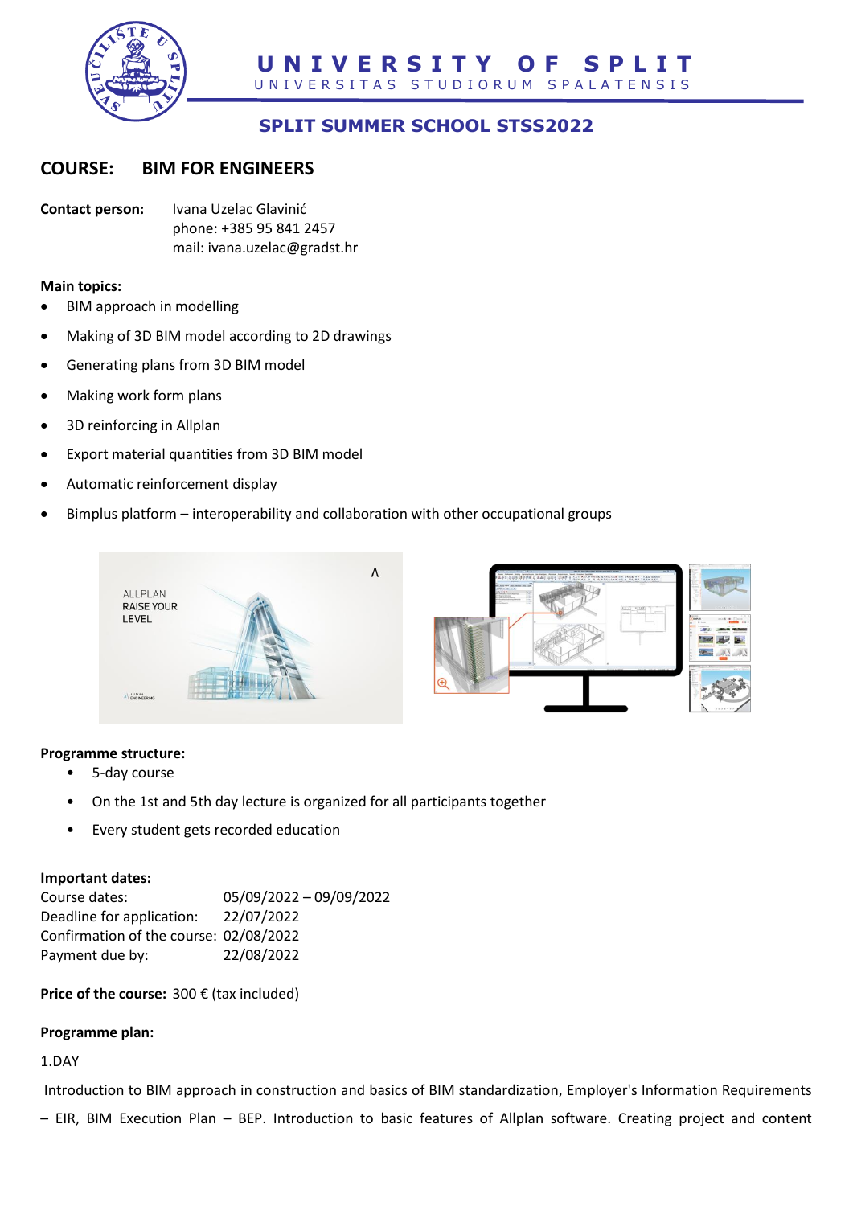# UNIVERSITY OF SPLIT

UNIVERSITAS STUDIORUM SPALATENSIS

## SPLIT SUMMER SCHOOL STSS2022

## COURSE: BIM FOR ENGINEERS

**Contact person:** Ivana Uzelac Glavinić
phone: +385 95 841 2457
mail: ivana.uzelac@gradst.hr

**Main topics:**

- BIM approach in modelling
- Making of 3D BIM model according to 2D drawings
- Generating plans from 3D BIM model
- Making work form plans
- 3D reinforcing in Allplan
- Export material quantities from 3D BIM model
- Automatic reinforcement display
- Bimplus platform – interoperability and collaboration with other occupational groups

**Programme structure:**

- 5-day course
- On the 1st and 5th day lecture is organized for all participants together
- Every student gets recorded education

**Important dates:**

Course dates: 05/09/2022 – 09/09/2022
Deadline for application: 22/07/2022
Confirmation of the course: 02/08/2022
Payment due by: 22/08/2022

**Price of the course:** 300 € (tax included)

**Programme plan:**

1.DAY

Introduction to BIM approach in construction and basics of BIM standardization, Employer's Information Requirements – EIR, BIM Execution Plan – BEP. Introduction to basic features of Allplan software. Creating project and content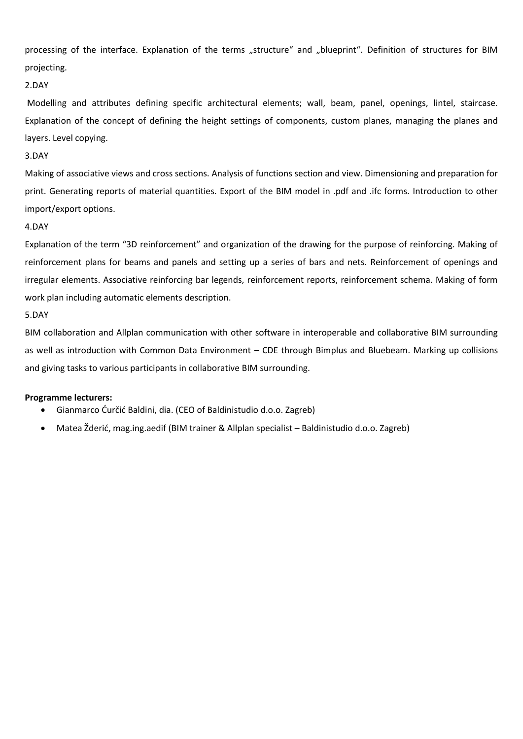processing of the interface. Explanation of the terms „structure“ and „blueprint“. Definition of structures for BIM projecting.

2.DAY

Modelling and attributes defining specific architectural elements; wall, beam, panel, openings, lintel, staircase. Explanation of the concept of defining the height settings of components, custom planes, managing the planes and layers. Level copying.

3.DAY

Making of associative views and cross sections. Analysis of functions section and view. Dimensioning and preparation for print. Generating reports of material quantities. Export of the BIM model in .pdf and .ifc forms. Introduction to other import/export options.

4.DAY

Explanation of the term “3D reinforcement” and organization of the drawing for the purpose of reinforcing. Making of reinforcement plans for beams and panels and setting up a series of bars and nets. Reinforcement of openings and irregular elements. Associative reinforcing bar legends, reinforcement reports, reinforcement schema. Making of form work plan including automatic elements description.

5.DAY

BIM collaboration and Allplan communication with other software in interoperable and collaborative BIM surrounding as well as introduction with Common Data Environment – CDE through Bimplus and Bluebeam. Marking up collisions and giving tasks to various participants in collaborative BIM surrounding.

**Programme lecturers:**

- Gianmarco Ćurčić Baldini, dia. (CEO of Baldinistudio d.o.o. Zagreb)
- Matea Žderić, mag.ing.aedif (BIM trainer & Allplan specialist – Baldinistudio d.o.o. Zagreb)